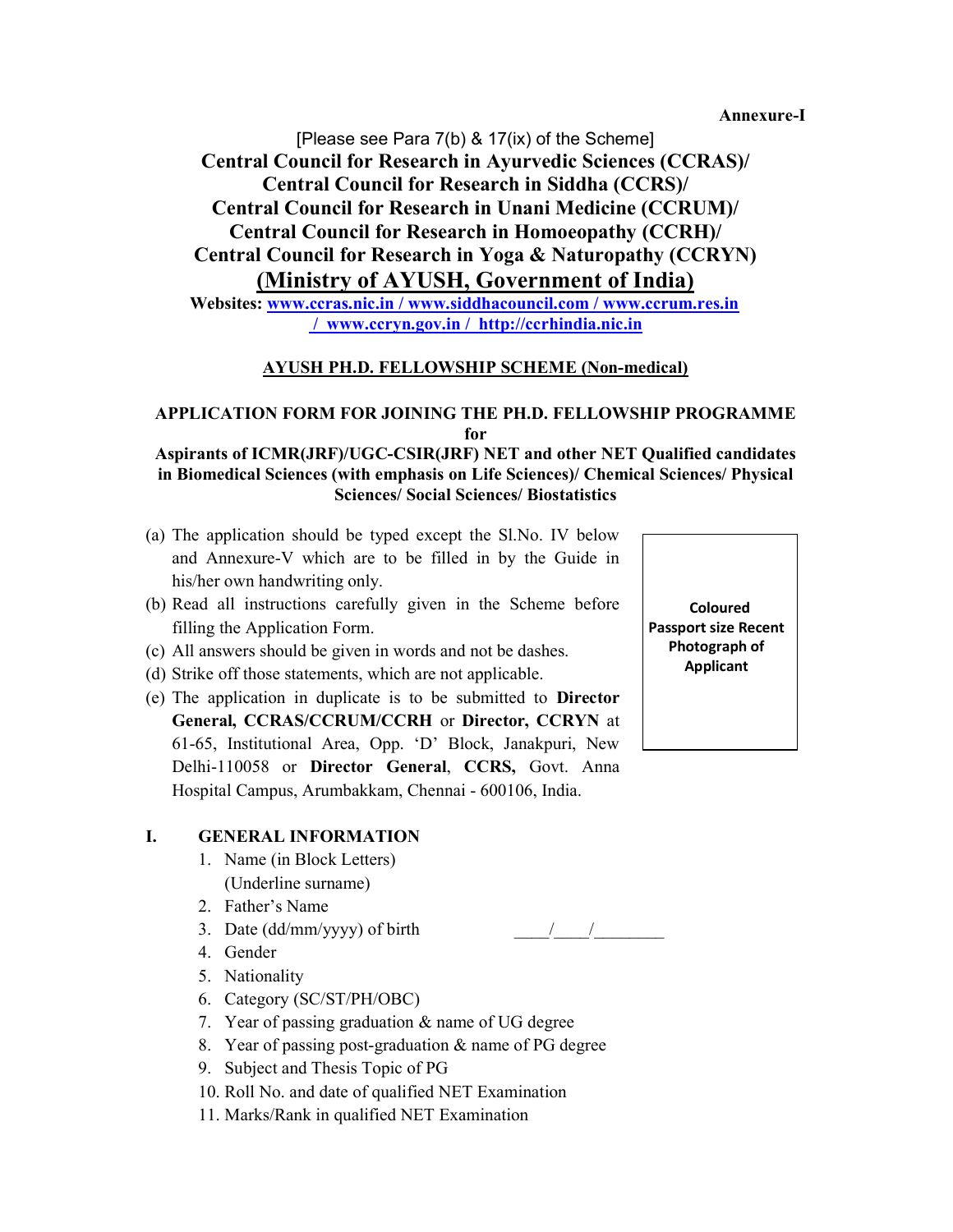**Annexure-I**

[Please see Para 7(b) & 17(ix) of the Scheme]

**Central Council for Research in Ayurvedic Sciences (CCRAS)/**
**Central Council for Research in Siddha (CCRS)/**
**Central Council for Research in Unani Medicine (CCRUM)/**
**Central Council for Research in Homoeopathy (CCRH)/**
**Central Council for Research in Yoga & Naturopathy (CCRYN)**

# (Ministry of AYUSH, Government of India)

**Websites: www.ccras.nic.in / www.siddhacouncil.com / www.ccrum.res.in / www.ccryn.gov.in / http://ccrhindia.nic.in**

## AYUSH PH.D. FELLOWSHIP SCHEME (Non-medical)

**APPLICATION FORM FOR JOINING THE PH.D. FELLOWSHIP PROGRAMME for Aspirants of ICMR(JRF)/UGC-CSIR(JRF) NET and other NET Qualified candidates in Biomedical Sciences (with emphasis on Life Sciences)/ Chemical Sciences/ Physical Sciences/ Social Sciences/ Biostatistics**

| Coloured Passport size Recent Photograph of Applicant |
|---|

(a) The application should be typed except the Sl.No. IV below and Annexure-V which are to be filled in by the Guide in his/her own handwriting only.

(b) Read all instructions carefully given in the Scheme before filling the Application Form.

(c) All answers should be given in words and not be dashes.

(d) Strike off those statements, which are not applicable.

(e) The application in duplicate is to be submitted to **Director General, CCRAS/CCRUM/CCRH** or **Director, CCRYN** at 61-65, Institutional Area, Opp. 'D' Block, Janakpuri, New Delhi-110058 or **Director General**, **CCRS,** Govt. Anna Hospital Campus, Arumbakkam, Chennai - 600106, India.

**I. GENERAL INFORMATION**

1. Name (in Block Letters) (Underline surname)
2. Father's Name
3. Date (dd/mm/yyyy) of birth ____/____/________
4. Gender
5. Nationality
6. Category (SC/ST/PH/OBC)
7. Year of passing graduation & name of UG degree
8. Year of passing post-graduation & name of PG degree
9. Subject and Thesis Topic of PG
10. Roll No. and date of qualified NET Examination
11. Marks/Rank in qualified NET Examination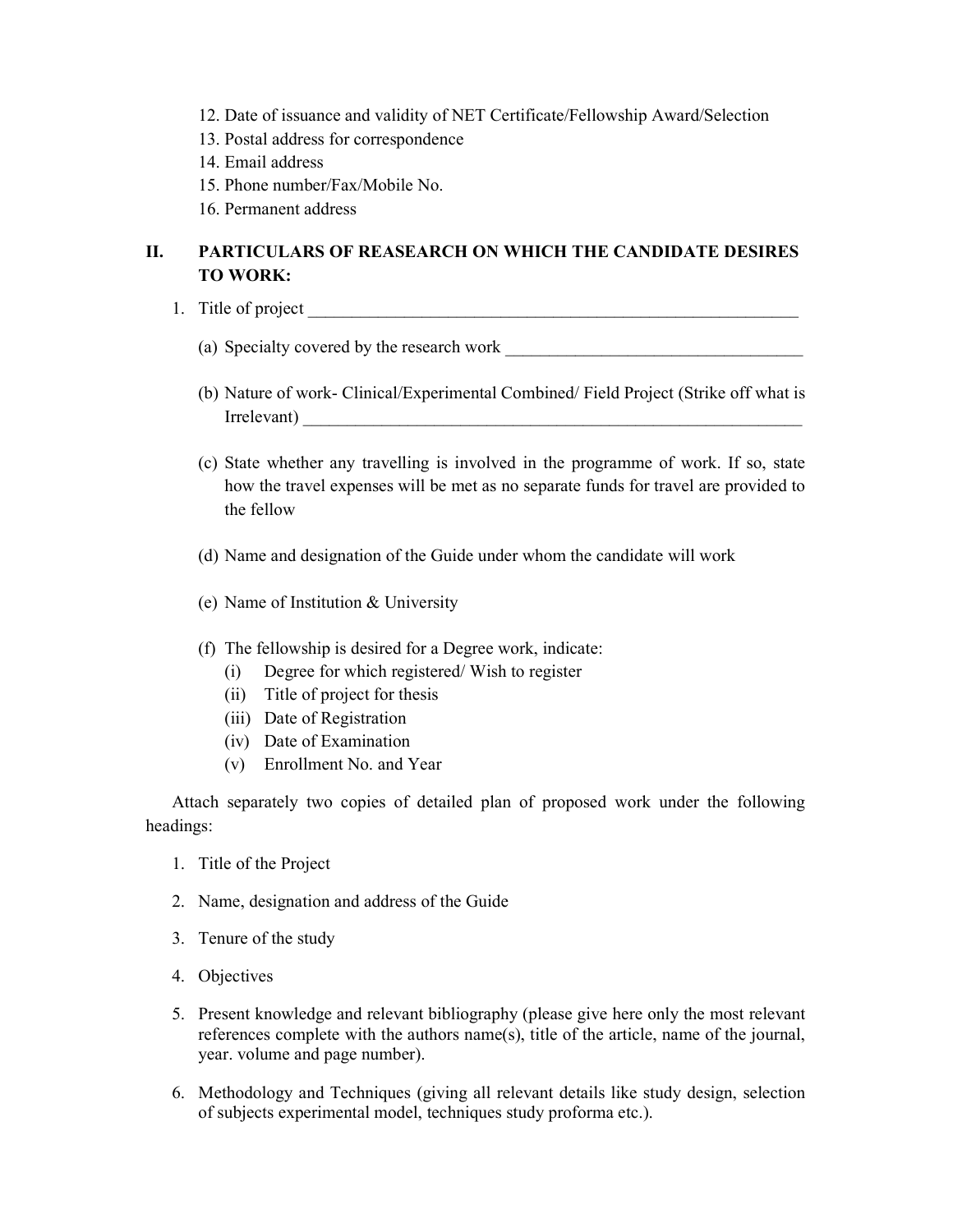12. Date of issuance and validity of NET Certificate/Fellowship Award/Selection
13. Postal address for correspondence
14. Email address
15. Phone number/Fax/Mobile No.
16. Permanent address

## II. PARTICULARS OF REASEARCH ON WHICH THE CANDIDATE DESIRES TO WORK:

1. Title of project ____________________________________________________________

   (a) Specialty covered by the research work ___________________________________

   (b) Nature of work- Clinical/Experimental Combined/ Field Project (Strike off what is Irrelevant) ____________________________________________________________

   (c) State whether any travelling is involved in the programme of work. If so, state how the travel expenses will be met as no separate funds for travel are provided to the fellow

   (d) Name and designation of the Guide under whom the candidate will work

   (e) Name of Institution & University

   (f) The fellowship is desired for a Degree work, indicate:
      (i) Degree for which registered/ Wish to register
      (ii) Title of project for thesis
      (iii) Date of Registration
      (iv) Date of Examination
      (v) Enrollment No. and Year

Attach separately two copies of detailed plan of proposed work under the following headings:

1. Title of the Project
2. Name, designation and address of the Guide
3. Tenure of the study
4. Objectives
5. Present knowledge and relevant bibliography (please give here only the most relevant references complete with the authors name(s), title of the article, name of the journal, year. volume and page number).
6. Methodology and Techniques (giving all relevant details like study design, selection of subjects experimental model, techniques study proforma etc.).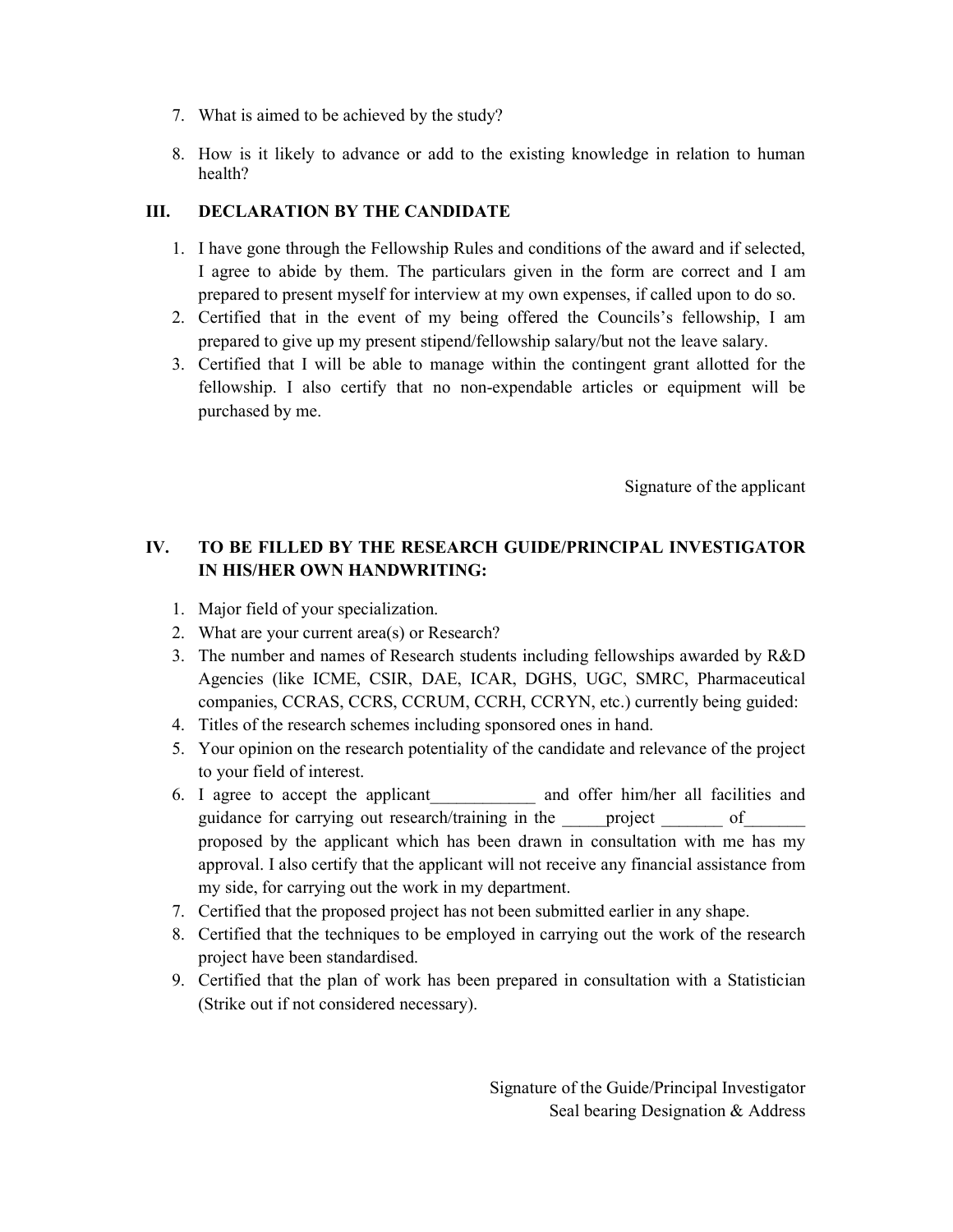7. What is aimed to be achieved by the study?

8. How is it likely to advance or add to the existing knowledge in relation to human health?

## III. DECLARATION BY THE CANDIDATE

1. I have gone through the Fellowship Rules and conditions of the award and if selected, I agree to abide by them. The particulars given in the form are correct and I am prepared to present myself for interview at my own expenses, if called upon to do so.
2. Certified that in the event of my being offered the Councils's fellowship, I am prepared to give up my present stipend/fellowship salary/but not the leave salary.
3. Certified that I will be able to manage within the contingent grant allotted for the fellowship. I also certify that no non-expendable articles or equipment will be purchased by me.

Signature of the applicant

## IV. TO BE FILLED BY THE RESEARCH GUIDE/PRINCIPAL INVESTIGATOR IN HIS/HER OWN HANDWRITING:

1. Major field of your specialization.
2. What are your current area(s) or Research?
3. The number and names of Research students including fellowships awarded by R&D Agencies (like ICME, CSIR, DAE, ICAR, DGHS, UGC, SMRC, Pharmaceutical companies, CCRAS, CCRS, CCRUM, CCRH, CCRYN, etc.) currently being guided:
4. Titles of the research schemes including sponsored ones in hand.
5. Your opinion on the research potentiality of the candidate and relevance of the project to your field of interest.
6. I agree to accept the applicant____________ and offer him/her all facilities and guidance for carrying out research/training in the _____project _______ of_______ proposed by the applicant which has been drawn in consultation with me has my approval. I also certify that the applicant will not receive any financial assistance from my side, for carrying out the work in my department.
7. Certified that the proposed project has not been submitted earlier in any shape.
8. Certified that the techniques to be employed in carrying out the work of the research project have been standardised.
9. Certified that the plan of work has been prepared in consultation with a Statistician (Strike out if not considered necessary).

Signature of the Guide/Principal Investigator
Seal bearing Designation & Address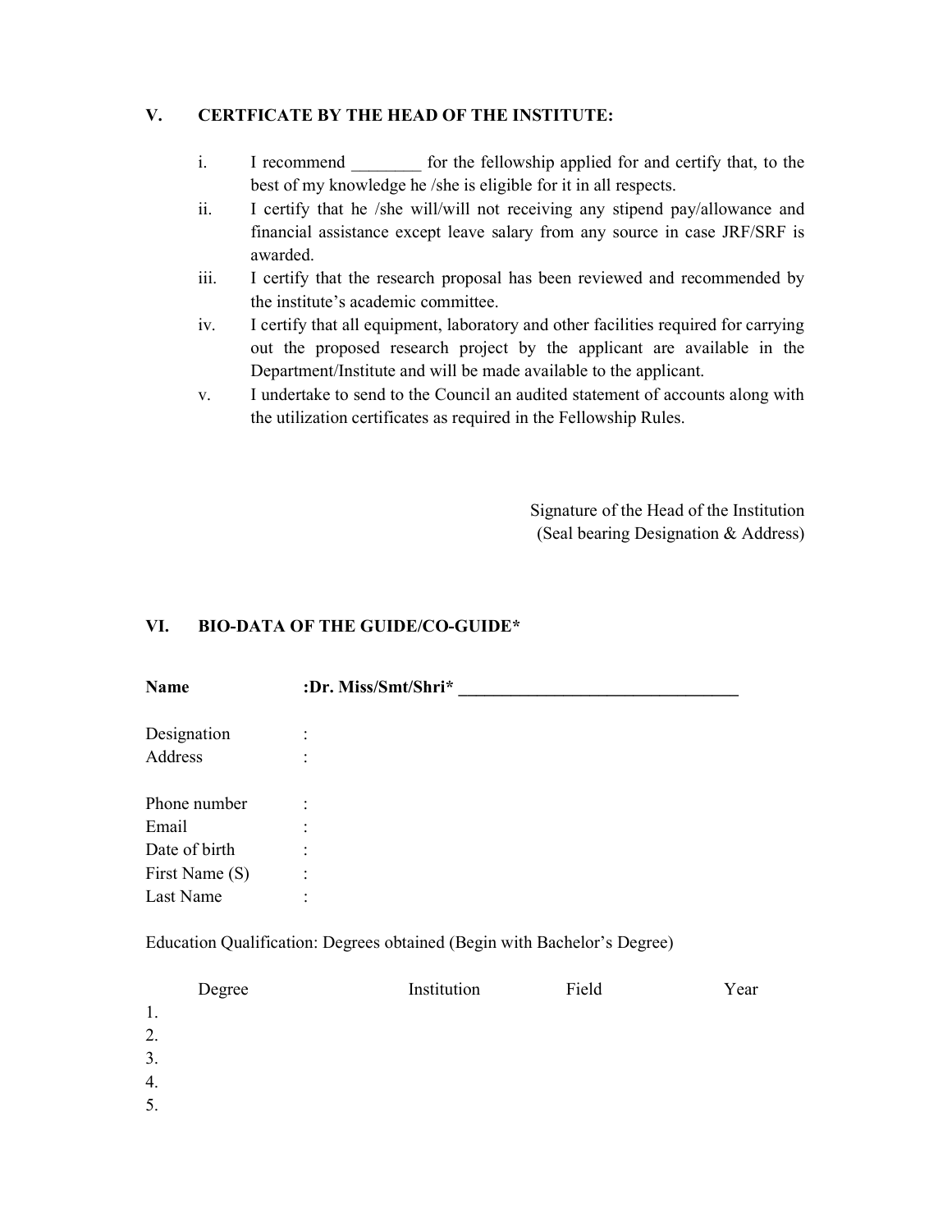## V. CERTFICATE BY THE HEAD OF THE INSTITUTE:

i. I recommend ________ for the fellowship applied for and certify that, to the best of my knowledge he /she is eligible for it in all respects.

ii. I certify that he /she will/will not receiving any stipend pay/allowance and financial assistance except leave salary from any source in case JRF/SRF is awarded.

iii. I certify that the research proposal has been reviewed and recommended by the institute's academic committee.

iv. I certify that all equipment, laboratory and other facilities required for carrying out the proposed research project by the applicant are available in the Department/Institute and will be made available to the applicant.

v. I undertake to send to the Council an audited statement of accounts along with the utilization certificates as required in the Fellowship Rules.

Signature of the Head of the Institution
(Seal bearing Designation & Address)

## VI. BIO-DATA OF THE GUIDE/CO-GUIDE*

**Name** **:Dr. Miss/Smt/Shri* ________________________________**

Designation :
Address :

Phone number :
Email :
Date of birth :
First Name (S) :
Last Name :

Education Qualification: Degrees obtained (Begin with Bachelor's Degree)

| | Degree | Institution | Field | Year |
|---|---|---|---|---|
| 1. | | | | |
| 2. | | | | |
| 3. | | | | |
| 4. | | | | |
| 5. | | | | |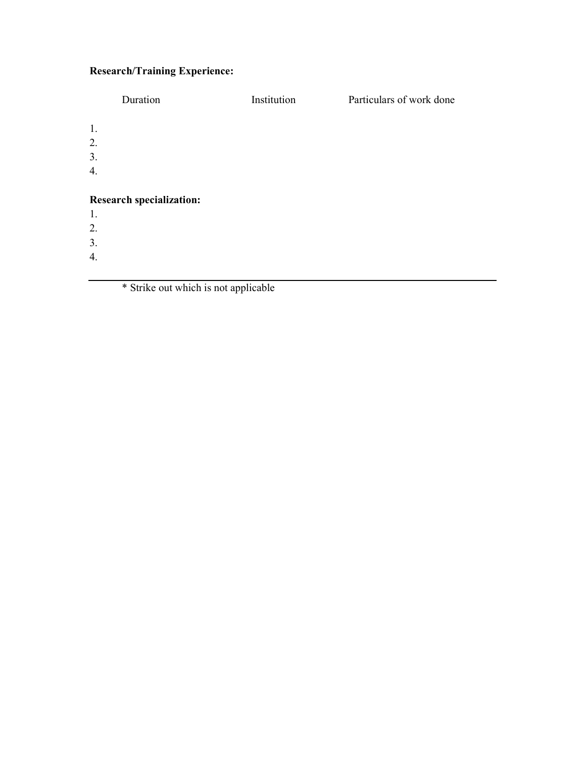**Research/Training Experience:**

| Duration | Institution | Particulars of work done |
|---|---|---|
| 1. | | |
| 2. | | |
| 3. | | |
| 4. | | |

**Research specialization:**

1.
2.
3.
4.

---

* Strike out which is not applicable